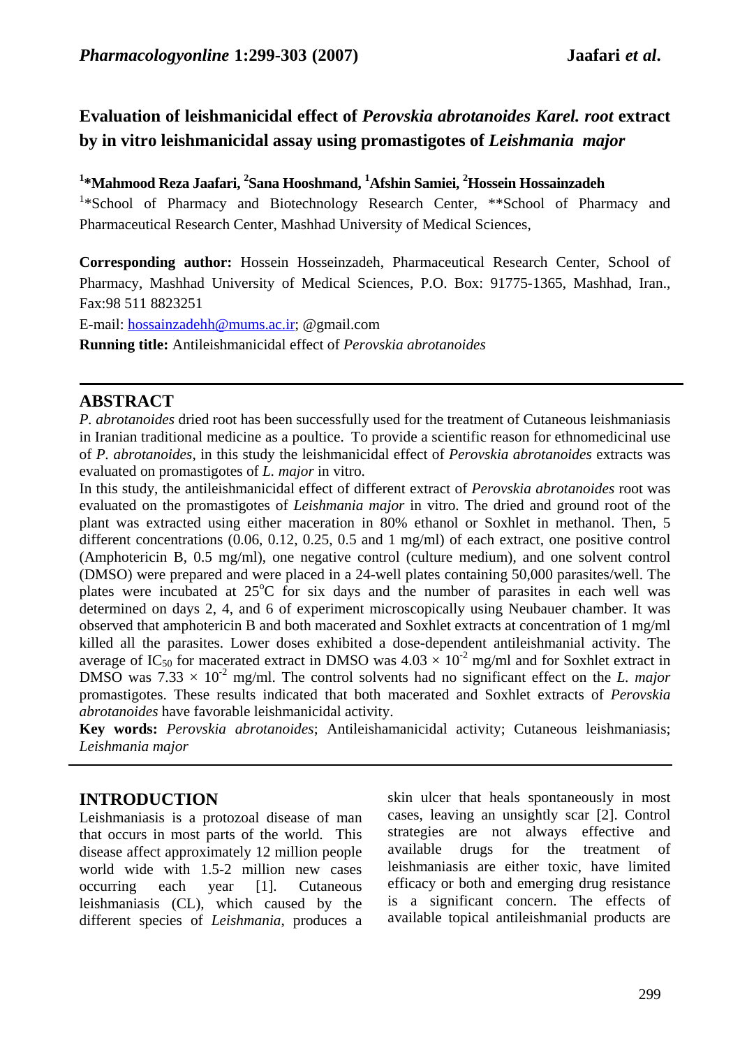# Evaluation of leishmanicidal effect of *Perovskia abrotanoides Karel. root* extract by in vitro leishmanicidal assay using promastigotes of *Leishmania major*

**[1]*Mahmood Reza Jaafari, [2]Sana Hooshmand, [1]Afshin Samiei, [2]Hossein Hossainzadeh**

[1]*School of Pharmacy and Biotechnology Research Center, **School of Pharmacy and Pharmaceutical Research Center, Mashhad University of Medical Sciences,

**Corresponding author:** Hossein Hosseinzadeh, Pharmaceutical Research Center, School of Pharmacy, Mashhad University of Medical Sciences, P.O. Box: 91775-1365, Mashhad, Iran., Fax:98 511 8823251

E-mail: hossainzadehh@mums.ac.ir; @gmail.com

**Running title:** Antileishmanicidal effect of *Perovskia abrotanoides*

## ABSTRACT

*P. abrotanoides* dried root has been successfully used for the treatment of Cutaneous leishmaniasis in Iranian traditional medicine as a poultice. To provide a scientific reason for ethnomedicinal use of *P. abrotanoides*, in this study the leishmanicidal effect of *Perovskia abrotanoides* extracts was evaluated on promastigotes of *L. major* in vitro.

In this study, the antileishmanicidal effect of different extract of *Perovskia abrotanoides* root was evaluated on the promastigotes of *Leishmania major* in vitro. The dried and ground root of the plant was extracted using either maceration in 80% ethanol or Soxhlet in methanol. Then, 5 different concentrations (0.06, 0.12, 0.25, 0.5 and 1 mg/ml) of each extract, one positive control (Amphotericin B, 0.5 mg/ml), one negative control (culture medium), and one solvent control (DMSO) were prepared and were placed in a 24-well plates containing 50,000 parasites/well. The plates were incubated at 25°C for six days and the number of parasites in each well was determined on days 2, 4, and 6 of experiment microscopically using Neubauer chamber. It was observed that amphotericin B and both macerated and Soxhlet extracts at concentration of 1 mg/ml killed all the parasites. Lower doses exhibited a dose-dependent antileishmanial activity. The average of $IC_{50}$ for macerated extract in DMSO was $4.03 \times 10^{-2}$ mg/ml and for Soxhlet extract in DMSO was $7.33 \times 10^{-2}$ mg/ml. The control solvents had no significant effect on the *L. major* promastigotes. These results indicated that both macerated and Soxhlet extracts of *Perovskia abrotanoides* have favorable leishmanicidal activity.

**Key words:** *Perovskia abrotanoides*; Antileishamanicidal activity; Cutaneous leishmaniasis; *Leishmania major*

## INTRODUCTION

Leishmaniasis is a protozoal disease of man that occurs in most parts of the world. This disease affect approximately 12 million people world wide with 1.5-2 million new cases occurring each year [1]. Cutaneous leishmaniasis (CL), which caused by the different species of *Leishmania*, produces a skin ulcer that heals spontaneously in most cases, leaving an unsightly scar [2]. Control strategies are not always effective and available drugs for the treatment of leishmaniasis are either toxic, have limited efficacy or both and emerging drug resistance is a significant concern. The effects of available topical antileishmanial products are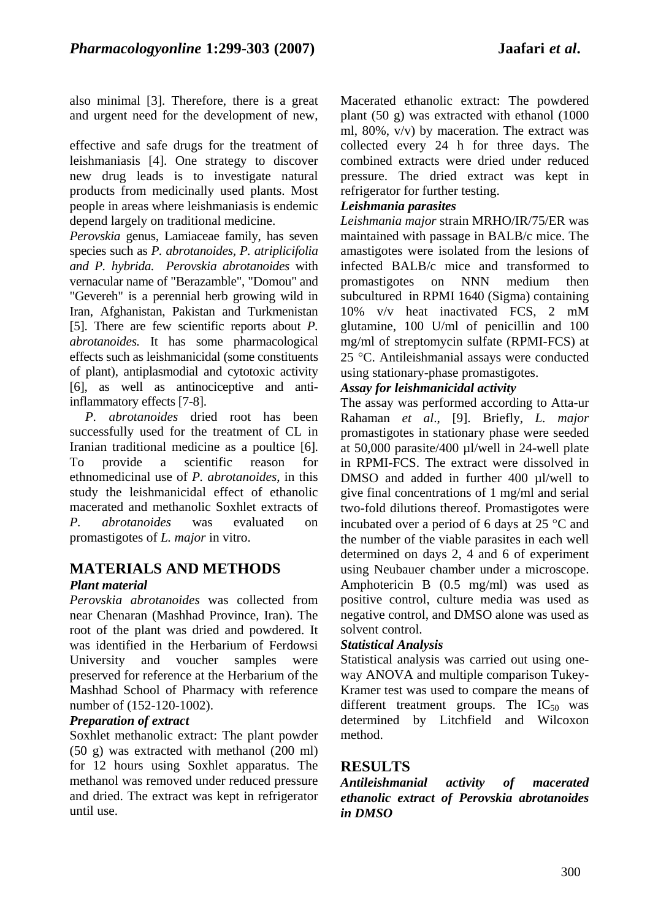also minimal [3]. Therefore, there is a great and urgent need for the development of new, effective and safe drugs for the treatment of leishmaniasis [4]. One strategy to discover new drug leads is to investigate natural products from medicinally used plants. Most people in areas where leishmaniasis is endemic depend largely on traditional medicine.

*Perovskia* genus, Lamiaceae family, has seven species such as *P. abrotanoides*, *P. atriplicifolia and P. hybrida. Perovskia abrotanoides* with vernacular name of "Berazamble", "Domou" and "Gevereh" is a perennial herb growing wild in Iran, Afghanistan, Pakistan and Turkmenistan [5]. There are few scientific reports about *P. abrotanoides.* It has some pharmacological effects such as leishmanicidal (some constituents of plant), antiplasmodial and cytotoxic activity [6], as well as antinociceptive and anti-inflammatory effects [7-8].

*P. abrotanoides* dried root has been successfully used for the treatment of CL in Iranian traditional medicine as a poultice [6]. To provide a scientific reason for ethnomedicinal use of *P. abrotanoides*, in this study the leishmanicidal effect of ethanolic macerated and methanolic Soxhlet extracts of *P. abrotanoides* was evaluated on promastigotes of *L. major* in vitro.

## MATERIALS AND METHODS

### *Plant material*

*Perovskia abrotanoides* was collected from near Chenaran (Mashhad Province, Iran). The root of the plant was dried and powdered. It was identified in the Herbarium of Ferdowsi University and voucher samples were preserved for reference at the Herbarium of the Mashhad School of Pharmacy with reference number of (152-120-1002).

### *Preparation of extract*

Soxhlet methanolic extract: The plant powder (50 g) was extracted with methanol (200 ml) for 12 hours using Soxhlet apparatus. The methanol was removed under reduced pressure and dried. The extract was kept in refrigerator until use.

Macerated ethanolic extract: The powdered plant (50 g) was extracted with ethanol (1000 ml, 80%, v/v) by maceration. The extract was collected every 24 h for three days. The combined extracts were dried under reduced pressure. The dried extract was kept in refrigerator for further testing.

### *Leishmania parasites*

*Leishmania major* strain MRHO/IR/75/ER was maintained with passage in BALB/c mice. The amastigotes were isolated from the lesions of infected BALB/c mice and transformed to promastigotes on NNN medium then subcultured in RPMI 1640 (Sigma) containing 10% v/v heat inactivated FCS, 2 mM glutamine, 100 U/ml of penicillin and 100 mg/ml of streptomycin sulfate (RPMI-FCS) at 25 °C. Antileishmanial assays were conducted using stationary-phase promastigotes.

### *Assay for leishmanicidal activity*

The assay was performed according to Atta-ur Rahaman *et al*., [9]. Briefly, *L. major* promastigotes in stationary phase were seeded at 50,000 parasite/400 µl/well in 24-well plate in RPMI-FCS. The extract were dissolved in DMSO and added in further 400 µl/well to give final concentrations of 1 mg/ml and serial two-fold dilutions thereof. Promastigotes were incubated over a period of 6 days at 25 °C and the number of the viable parasites in each well determined on days 2, 4 and 6 of experiment using Neubauer chamber under a microscope. Amphotericin B (0.5 mg/ml) was used as positive control, culture media was used as negative control, and DMSO alone was used as solvent control.

### *Statistical Analysis*

Statistical analysis was carried out using one-way ANOVA and multiple comparison Tukey-Kramer test was used to compare the means of different treatment groups. The $IC_{50}$ was determined by Litchfield and Wilcoxon method.

## RESULTS

### *Antileishmanial activity of macerated ethanolic extract of Perovskia abrotanoides in DMSO*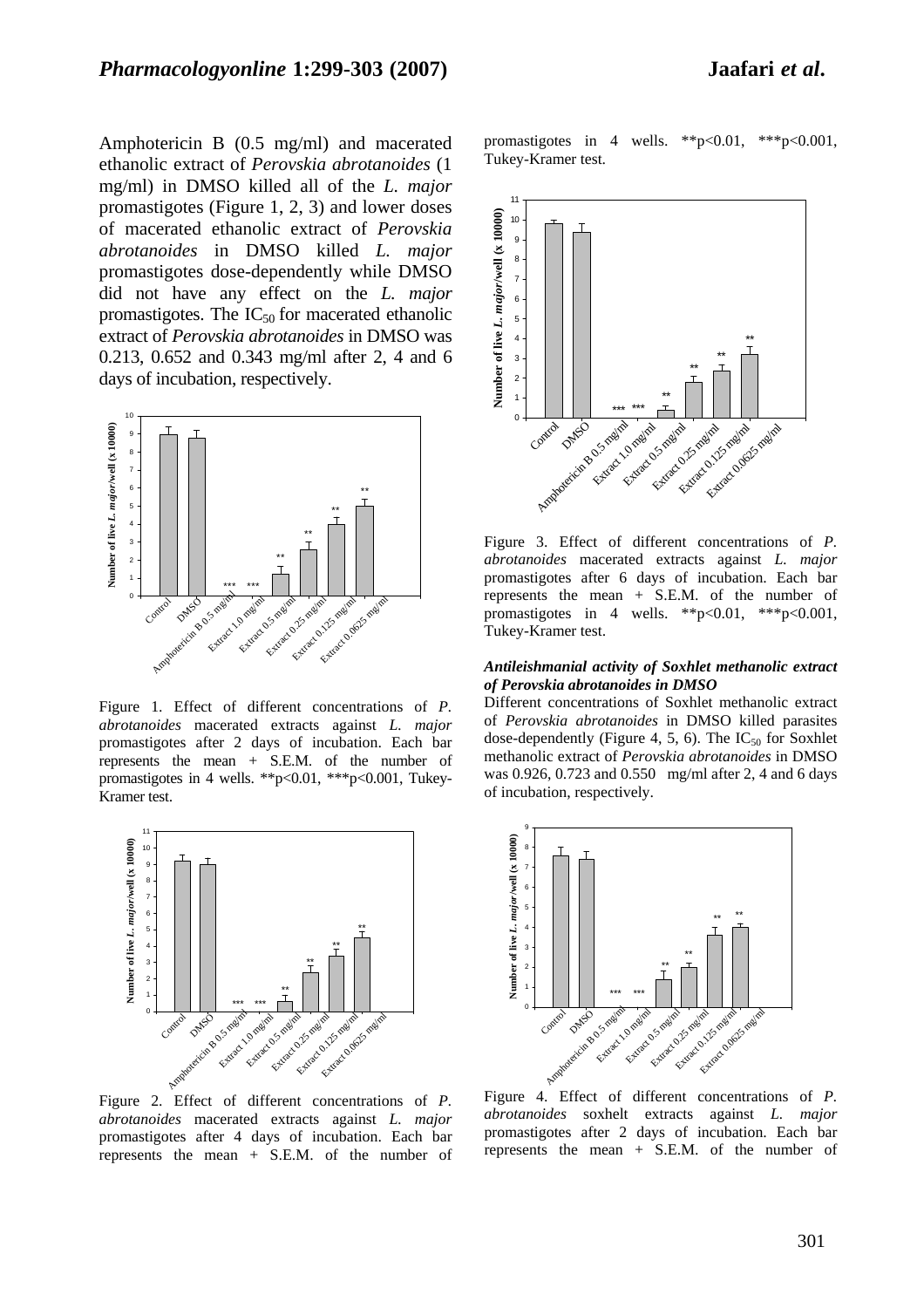Amphotericin B (0.5 mg/ml) and macerated ethanolic extract of *Perovskia abrotanoides* (1 mg/ml) in DMSO killed all of the *L. major* promastigotes (Figure 1, 2, 3) and lower doses of macerated ethanolic extract of *Perovskia abrotanoides* in DMSO killed *L. major* promastigotes dose-dependently while DMSO did not have any effect on the *L. major* promastigotes. The $IC_{50}$ for macerated ethanolic extract of *Perovskia abrotanoides* in DMSO was 0.213, 0.652 and 0.343 mg/ml after 2, 4 and 6 days of incubation, respectively.

Figure 1. Effect of different concentrations of *P. abrotanoides* macerated extracts against *L. major* promastigotes after 2 days of incubation. Each bar represents the mean + S.E.M. of the number of promastigotes in 4 wells. $^{**}p<0.01$, $^{***}p<0.001$, Tukey-Kramer test.

Figure 2. Effect of different concentrations of *P. abrotanoides* macerated extracts against *L. major* promastigotes after 4 days of incubation. Each bar represents the mean + S.E.M. of the number of promastigotes in 4 wells. $^{**}p<0.01$, $^{***}p<0.001$, Tukey-Kramer test.

Figure 3. Effect of different concentrations of *P. abrotanoides* macerated extracts against *L. major* promastigotes after 6 days of incubation. Each bar represents the mean + S.E.M. of the number of promastigotes in 4 wells. $^{**}p<0.01$, $^{***}p<0.001$, Tukey-Kramer test.

### *Antileishmanial activity of Soxhlet methanolic extract of Perovskia abrotanoides in DMSO*

Different concentrations of Soxhlet methanolic extract of *Perovskia abrotanoides* in DMSO killed parasites dose-dependently (Figure 4, 5, 6). The $IC_{50}$ for Soxhlet methanolic extract of *Perovskia abrotanoides* in DMSO was 0.926, 0.723 and 0.550 mg/ml after 2, 4 and 6 days of incubation, respectively.

Figure 4. Effect of different concentrations of *P. abrotanoides* soxhelt extracts against *L. major* promastigotes after 2 days of incubation. Each bar represents the mean + S.E.M. of the number of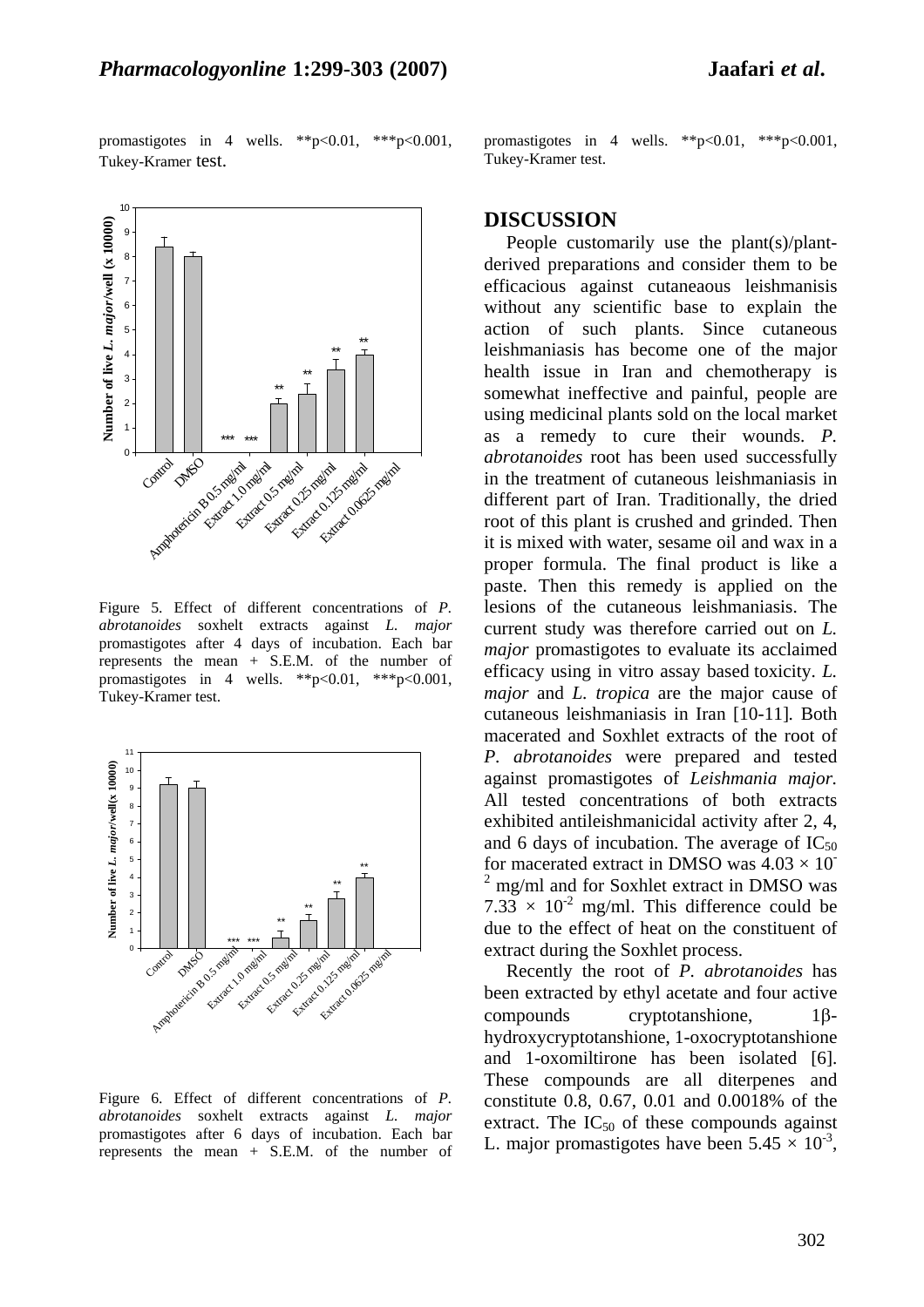promastigotes in 4 wells. **p<0.01, ***p<0.001, Tukey-Kramer test.

Figure 5. Effect of different concentrations of *P. abrotanoides* soxhelt extracts against *L. major* promastigotes after 4 days of incubation. Each bar represents the mean + S.E.M. of the number of promastigotes in 4 wells. **p<0.01, ***p<0.001, Tukey-Kramer test.

Figure 6. Effect of different concentrations of *P. abrotanoides* soxhelt extracts against *L. major* promastigotes after 6 days of incubation. Each bar represents the mean + S.E.M. of the number of promastigotes in 4 wells. **p<0.01, ***p<0.001, Tukey-Kramer test.

## DISCUSSION

People customarily use the plant(s)/plant-derived preparations and consider them to be efficacious against cutaneaous leishmanisis without any scientific base to explain the action of such plants. Since cutaneous leishmaniasis has become one of the major health issue in Iran and chemotherapy is somewhat ineffective and painful, people are using medicinal plants sold on the local market as a remedy to cure their wounds. *P. abrotanoides* root has been used successfully in the treatment of cutaneous leishmaniasis in different part of Iran. Traditionally, the dried root of this plant is crushed and grinded. Then it is mixed with water, sesame oil and wax in a proper formula. The final product is like a paste. Then this remedy is applied on the lesions of the cutaneous leishmaniasis. The current study was therefore carried out on *L. major* promastigotes to evaluate its acclaimed efficacy using in vitro assay based toxicity. *L. major* and *L. tropica* are the major cause of cutaneous leishmaniasis in Iran [10-11]. Both macerated and Soxhlet extracts of the root of *P. abrotanoides* were prepared and tested against promastigotes of *Leishmania major.* All tested concentrations of both extracts exhibited antileishmanicidal activity after 2, 4, and 6 days of incubation. The average of $IC_{50}$ for macerated extract in DMSO was $4.03 \times 10^{-2}$ mg/ml and for Soxhlet extract in DMSO was $7.33 \times 10^{-2}$ mg/ml. This difference could be due to the effect of heat on the constituent of extract during the Soxhlet process.

Recently the root of *P. abrotanoides* has been extracted by ethyl acetate and four active compounds cryptotanshione, 1β-hydroxycryptotanshione, 1-oxocryptotanshione and 1-oxomiltirone has been isolated [6]. These compounds are all diterpenes and constitute 0.8, 0.67, 0.01 and 0.0018% of the extract. The $IC_{50}$ of these compounds against L. major promastigotes have been $5.45 \times 10^{-3}$,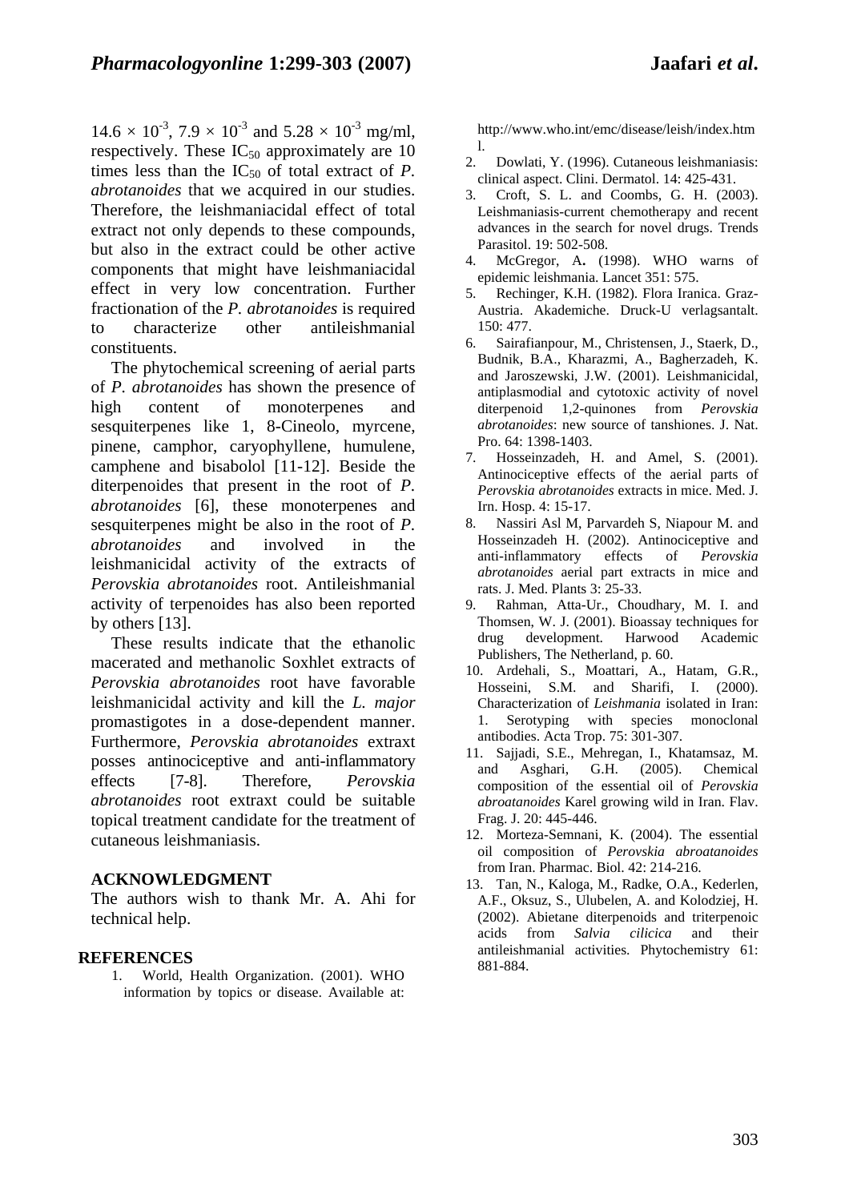$14.6 \times 10^{-3}$, $7.9 \times 10^{-3}$ and $5.28 \times 10^{-3}$ mg/ml, respectively. These $IC_{50}$ approximately are 10 times less than the $IC_{50}$ of total extract of *P. abrotanoides* that we acquired in our studies. Therefore, the leishmaniacidal effect of total extract not only depends to these compounds, but also in the extract could be other active components that might have leishmaniacidal effect in very low concentration. Further fractionation of the *P. abrotanoides* is required to characterize other antileishmanial constituents.

The phytochemical screening of aerial parts of *P. abrotanoides* has shown the presence of high content of monoterpenes and sesquiterpenes like 1, 8-Cineolo, myrcene, pinene, camphor, caryophyllene, humulene, camphene and bisabolol [11-12]. Beside the diterpenoides that present in the root of *P. abrotanoides* [6], these monoterpenes and sesquiterpenes might be also in the root of *P. abrotanoides* and involved in the leishmanicidal activity of the extracts of *Perovskia abrotanoides* root. Antileishmanial activity of terpenoides has also been reported by others [13].

These results indicate that the ethanolic macerated and methanolic Soxhlet extracts of *Perovskia abrotanoides* root have favorable leishmanicidal activity and kill the *L. major* promastigotes in a dose-dependent manner. Furthermore, *Perovskia abrotanoides* extraxt posses antinociceptive and anti-inflammatory effects [7-8]. Therefore, *Perovskia abrotanoides* root extraxt could be suitable topical treatment candidate for the treatment of cutaneous leishmaniasis.

## ACKNOWLEDGMENT

The authors wish to thank Mr. A. Ahi for technical help.

## REFERENCES

1. World, Health Organization. (2001). WHO information by topics or disease. Available at: http://www.who.int/emc/disease/leish/index.html.
2. Dowlati, Y. (1996). Cutaneous leishmaniasis: clinical aspect. Clini. Dermatol. 14: 425-431.
3. Croft, S. L. and Coombs, G. H. (2003). Leishmaniasis-current chemotherapy and recent advances in the search for novel drugs. Trends Parasitol. 19: 502-508.
4. McGregor, A**.** (1998). WHO warns of epidemic leishmania. Lancet 351: 575.
5. Rechinger, K.H. (1982). Flora Iranica. Graz-Austria. Akademiche. Druck-U verlagsantalt. 150: 477.
6. Sairafianpour, M., Christensen, J., Staerk, D., Budnik, B.A., Kharazmi, A., Bagherzadeh, K. and Jaroszewski, J.W. (2001). Leishmanicidal, antiplasmodial and cytotoxic activity of novel diterpenoid 1,2-quinones from *Perovskia abrotanoides*: new source of tanshiones. J. Nat. Pro. 64: 1398-1403.
7. Hosseinzadeh, H. and Amel, S. (2001). Antinociceptive effects of the aerial parts of *Perovskia abrotanoides* extracts in mice. Med. J. Irn. Hosp. 4: 15-17.
8. Nassiri Asl M, Parvardeh S, Niapour M. and Hosseinzadeh H. (2002). Antinociceptive and anti-inflammatory effects of *Perovskia abrotanoides* aerial part extracts in mice and rats. J. Med. Plants 3: 25-33.
9. Rahman, Atta-Ur., Choudhary, M. I. and Thomsen, W. J. (2001). Bioassay techniques for drug development. Harwood Academic Publishers, The Netherland, p. 60.
10. Ardehali, S., Moattari, A., Hatam, G.R., Hosseini, S.M. and Sharifi, I. (2000). Characterization of *Leishmania* isolated in Iran: 1. Serotyping with species monoclonal antibodies. Acta Trop. 75: 301-307.
11. Sajjadi, S.E., Mehregan, I., Khatamsaz, M. and Asghari, G.H. (2005). Chemical composition of the essential oil of *Perovskia abroatanoides* Karel growing wild in Iran. Flav. Frag. J. 20: 445-446.
12. Morteza-Semnani, K. (2004). The essential oil composition of *Perovskia abroatanoides* from Iran. Pharmac. Biol. 42: 214-216.
13. Tan, N., Kaloga, M., Radke, O.A., Kederlen, A.F., Oksuz, S., Ulubelen, A. and Kolodziej, H. (2002). Abietane diterpenoids and triterpenoic acids from *Salvia cilicica* and their antileishmanial activities. Phytochemistry 61: 881-884.